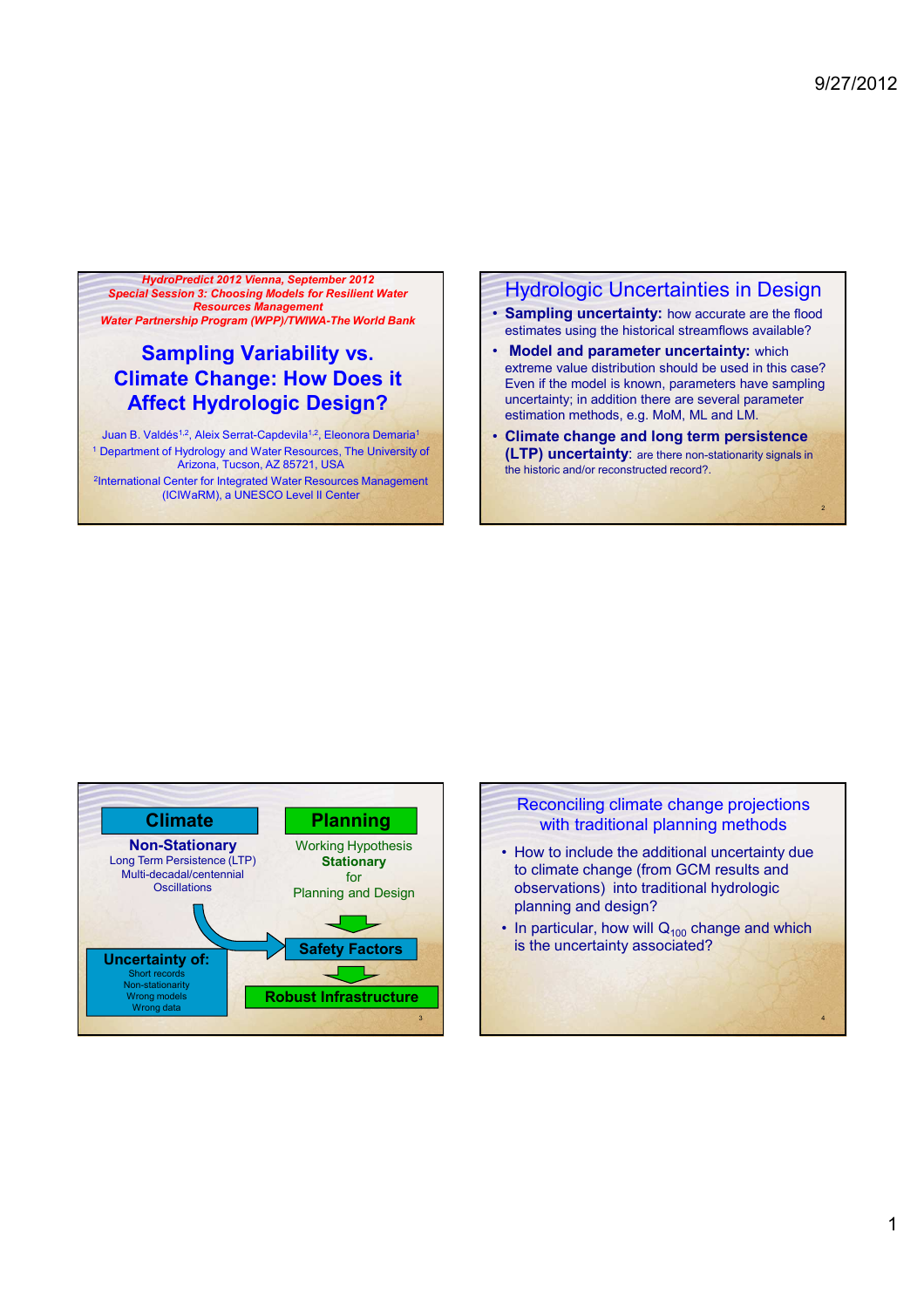*HydroPredict 2012 Vienna, September 2012*
*Special Session 3: Choosing Models for Resilient Water Resources Management*
*Water Partnership Program (WPP)/TWIWA-The World Bank*

# Sampling Variability vs. Climate Change: How Does it Affect Hydrologic Design?

Juan B. Valdés[1,2], Aleix Serrat-Capdevila[1,2], Eleonora Demaria[1]

[1] Department of Hydrology and Water Resources, The University of Arizona, Tucson, AZ 85721, USA

[2] International Center for Integrated Water Resources Management (ICIWaRM), a UNESCO Level II Center

## Hydrologic Uncertainties in Design

- **Sampling uncertainty:** how accurate are the flood estimates using the historical streamflows available?
- **Model and parameter uncertainty:** which extreme value distribution should be used in this case? Even if the model is known, parameters have sampling uncertainty; in addition there are several parameter estimation methods, e.g. MoM, ML and LM.
- **Climate change and long term persistence (LTP) uncertainty**: are there non-stationarity signals in the historic and/or reconstructed record?.

## Climate / Planning

**Climate**

**Non-Stationary**
Long Term Persistence (LTP)
Multi-decadal/centennial Oscillations

**Uncertainty of:**
Short records
Non-stationarity
Wrong models
Wrong data

**Planning**

Working Hypothesis
**Stationary**
for
Planning and Design

**Safety Factors**

**Robust Infrastructure**

## Reconciling climate change projections with traditional planning methods

- How to include the additional uncertainty due to climate change (from GCM results and observations) into traditional hydrologic planning and design?
- In particular, how will $Q_{100}$ change and which is the uncertainty associated?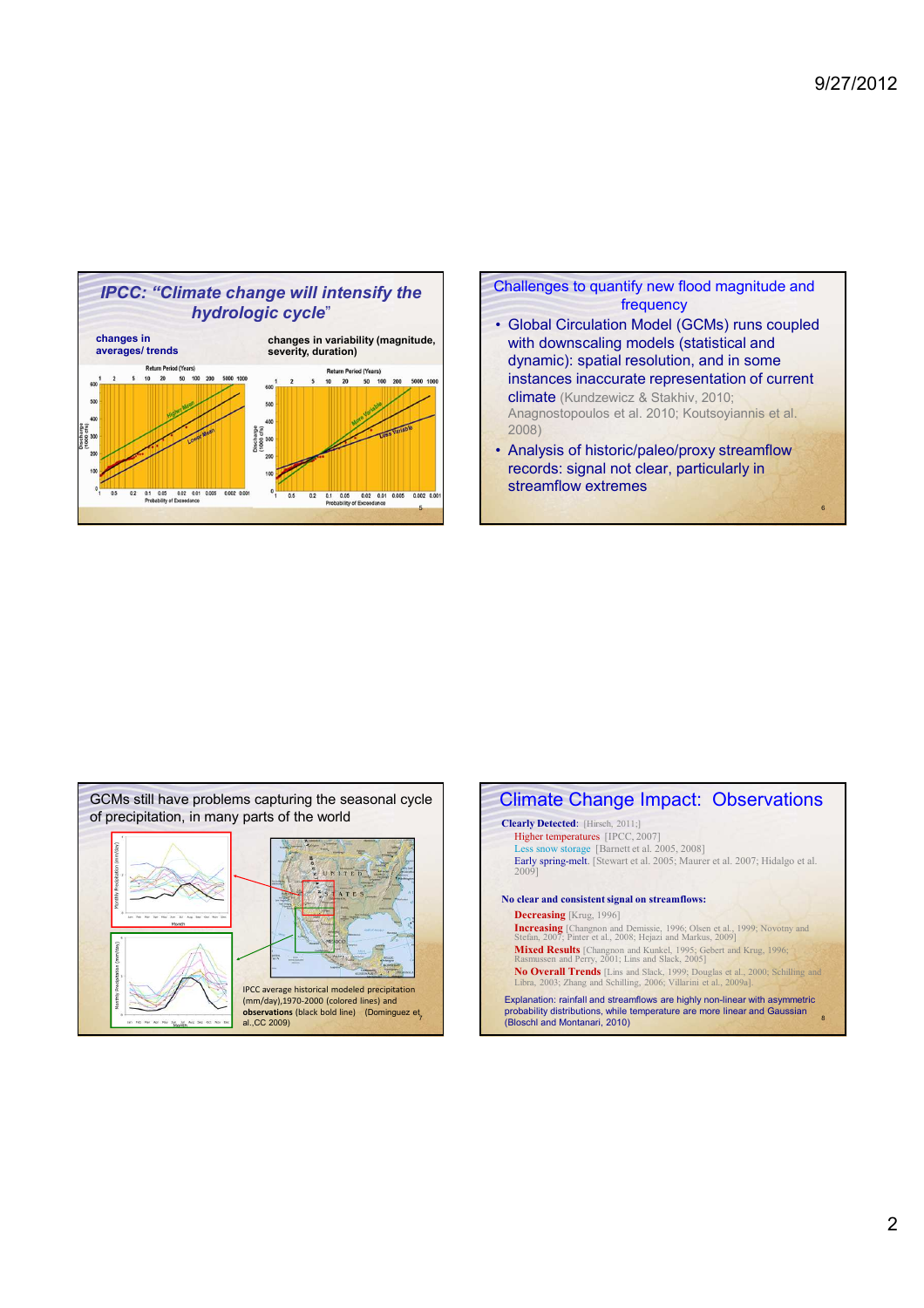## IPCC: "Climate change will intensify the hydrologic cycle"

**changes in averages/ trends**

**changes in variability (magnitude, severity, duration)**

## Challenges to quantify new flood magnitude and frequency

- Global Circulation Model (GCMs) runs coupled with downscaling models (statistical and dynamic): spatial resolution, and in some instances inaccurate representation of current climate (Kundzewicz & Stakhiv, 2010; Anagnostopoulos et al. 2010; Koutsoyiannis et al. 2008)
- Analysis of historic/paleo/proxy streamflow records: signal not clear, particularly in streamflow extremes

## GCMs still have problems capturing the seasonal cycle of precipitation, in many parts of the world

IPCC average historical modeled precipitation (mm/day),1970-2000 (colored lines) and **observations** (black bold line) (Dominguez et al.,CC 2009)

## Climate Change Impact: Observations

**Clearly Detected**: [Hirsch, 2011;]

- Higher temperatures [IPCC, 2007]
- Less snow storage [Barnett et al. 2005, 2008]
- Early spring-melt. [Stewart et al. 2005; Maurer et al. 2007; Hidalgo et al. 2009]

**No clear and consistent signal on streamflows:**

- **Decreasing** [Krug, 1996]
- **Increasing** [Changnon and Demissie, 1996; Olsen et al., 1999; Novotny and Stefan, 2007; Pinter et al., 2008; Hejazi and Markus, 2009]
- **Mixed Results** [Changnon and Kunkel, 1995; Gebert and Krug, 1996; Rasmussen and Perry, 2001; Lins and Slack, 2005]
- **No Overall Trends** [Lins and Slack, 1999; Douglas et al., 2000; Schilling and Libra, 2003; Zhang and Schilling, 2006; Villarini et al., 2009a].

Explanation: rainfall and streamflows are highly non-linear with asymmetric probability distributions, while temperature are more linear and Gaussian (Bloschl and Montanari, 2010)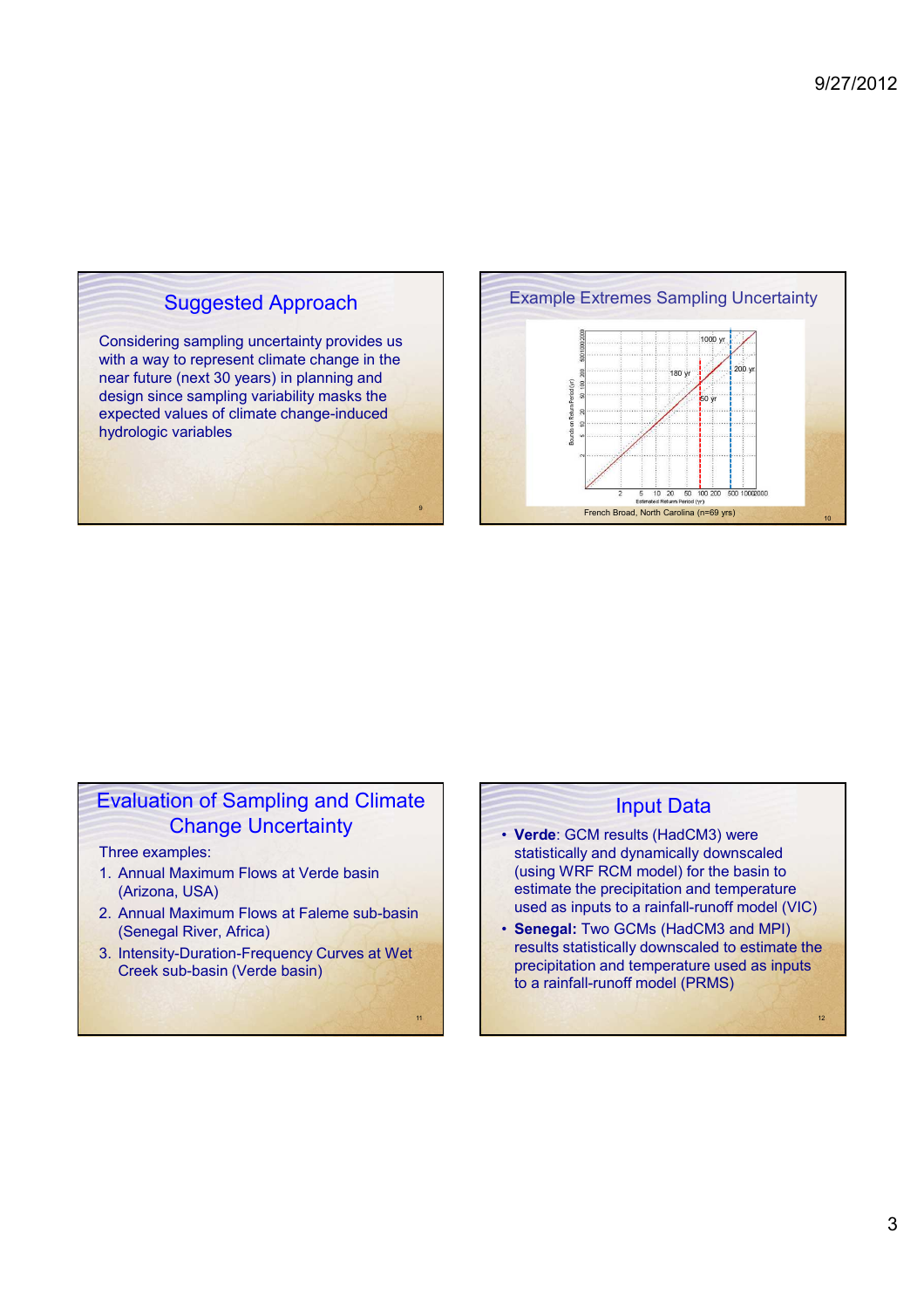## Suggested Approach

Considering sampling uncertainty provides us with a way to represent climate change in the near future (next 30 years) in planning and design since sampling variability masks the expected values of climate change-induced hydrologic variables

## Example Extremes Sampling Uncertainty

French Broad, North Carolina (n=69 yrs)

## Evaluation of Sampling and Climate Change Uncertainty

Three examples:

1. Annual Maximum Flows at Verde basin (Arizona, USA)
2. Annual Maximum Flows at Faleme sub-basin (Senegal River, Africa)
3. Intensity-Duration-Frequency Curves at Wet Creek sub-basin (Verde basin)

## Input Data

- **Verde**: GCM results (HadCM3) were statistically and dynamically downscaled (using WRF RCM model) for the basin to estimate the precipitation and temperature used as inputs to a rainfall-runoff model (VIC)
- **Senegal:** Two GCMs (HadCM3 and MPI) results statistically downscaled to estimate the precipitation and temperature used as inputs to a rainfall-runoff model (PRMS)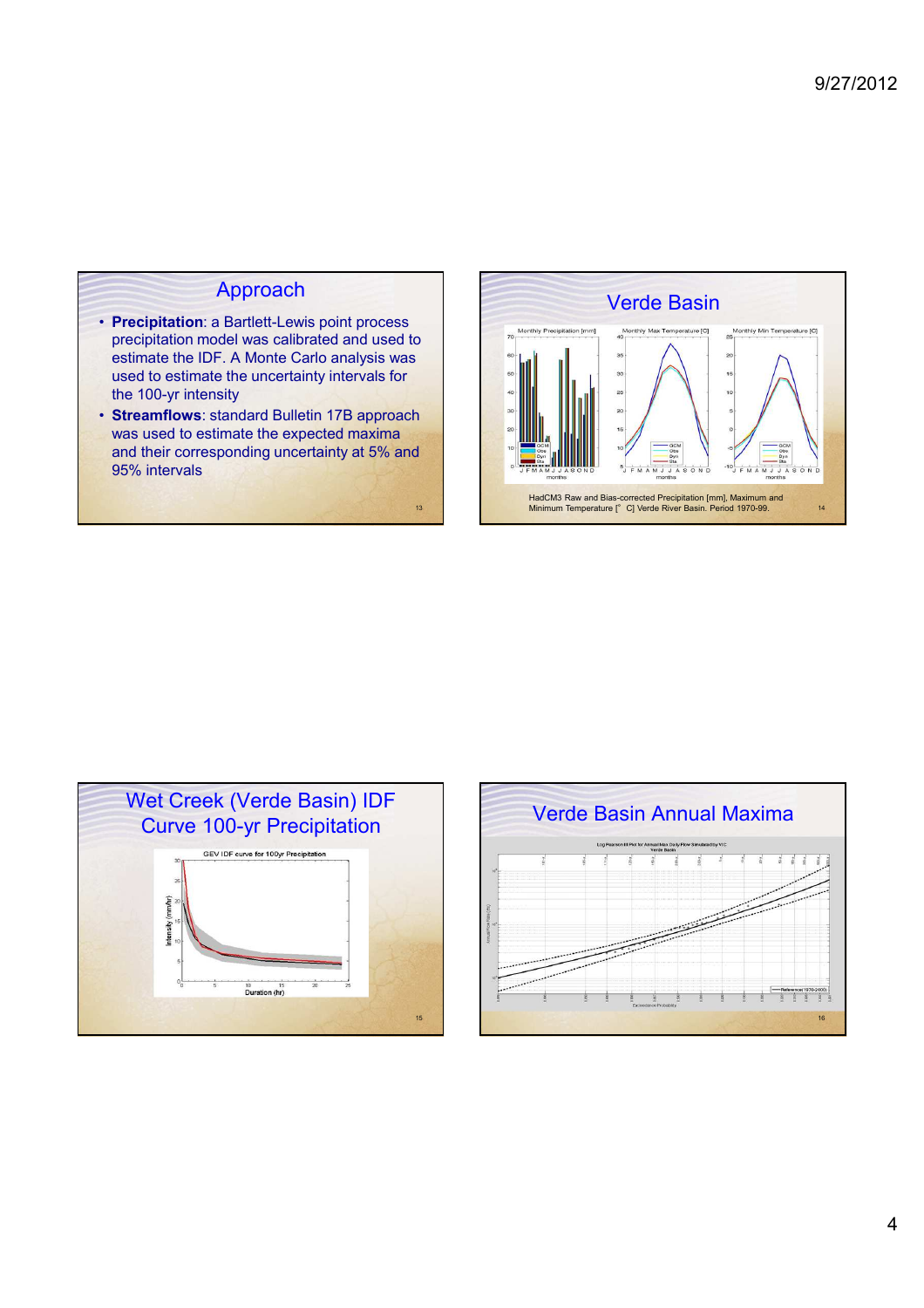## Approach

- **Precipitation**: a Bartlett-Lewis point process precipitation model was calibrated and used to estimate the IDF. A Monte Carlo analysis was used to estimate the uncertainty intervals for the 100-yr intensity
- **Streamflows**: standard Bulletin 17B approach was used to estimate the expected maxima and their corresponding uncertainty at 5% and 95% intervals

## Verde Basin

HadCM3 Raw and Bias-corrected Precipitation [mm], Maximum and Minimum Temperature [° C] Verde River Basin. Period 1970-99.

## Wet Creek (Verde Basin) IDF Curve 100-yr Precipitation

## Verde Basin Annual Maxima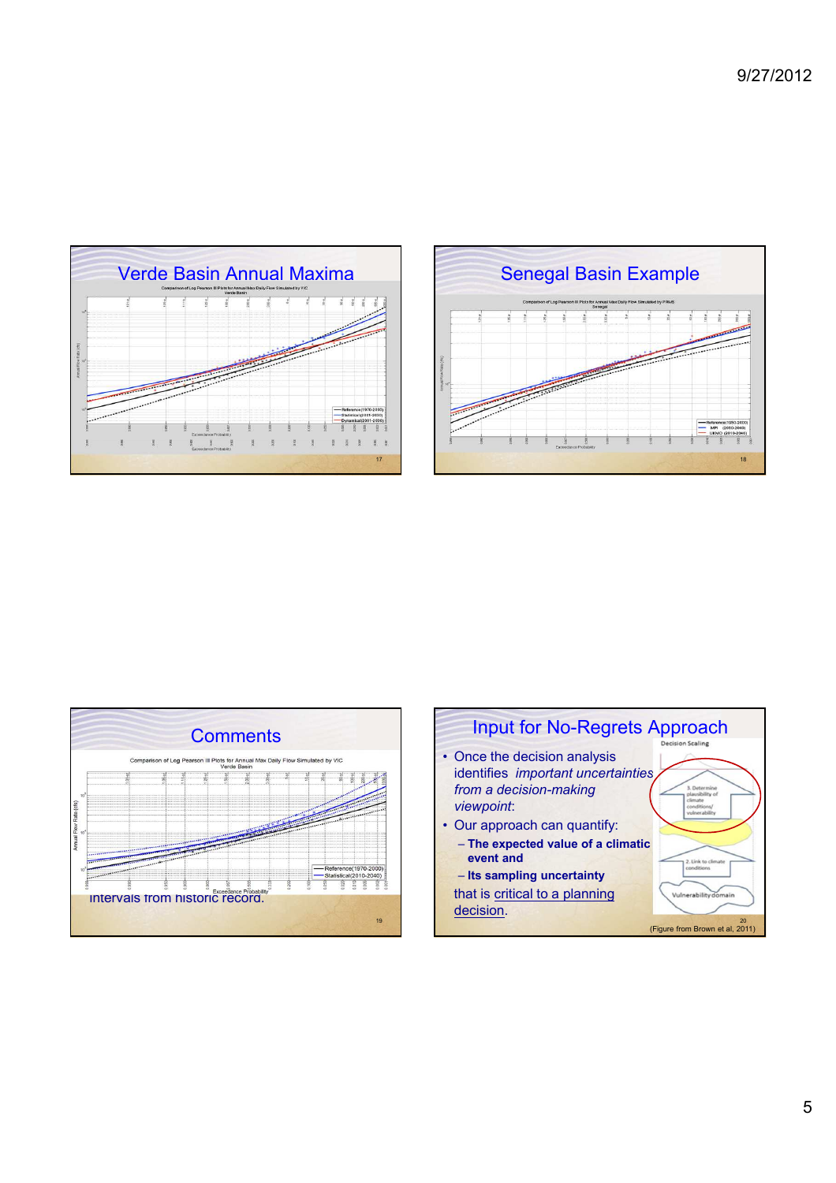## Verde Basin Annual Maxima

Comparison of Log Pearson III Plots for Annual Max Daily Flow Simulated by VIC
Verde Basin

Reference(1970-2000)
Statistical(2001-2030)
Dynamical(2001-2030)

Exceedance Probability

## Senegal Basin Example

Comparison of Log Pearson III Plots for Annual Max Daily Flow Simulated by PRMS
Senegal

Reference(1980-2000)
MPI (2010-2040)
UKMO (2010-2040)

Exceedance Probability

## Comments

Comparison of Log Pearson III Plots for Annual Max Daily Flow Simulated by VIC
Verde Basin

Annual Flow Rate (cfs)

Reference(1970-2000)
Statistical(2010-2040)

Exceedance Probability

intervals from historic record.

## Input for No-Regrets Approach

- Once the decision analysis identifies *important uncertainties from a decision-making viewpoint*:
- Our approach can quantify:
  - **The expected value of a climatic event and**
  - **Its sampling uncertainty**

that is critical to a planning decision.

Decision Scaling

3. Determine plausibility of climate conditions/ vulnerability

2. Link to climate conditions

Vulnerability domain

(Figure from Brown et al, 2011)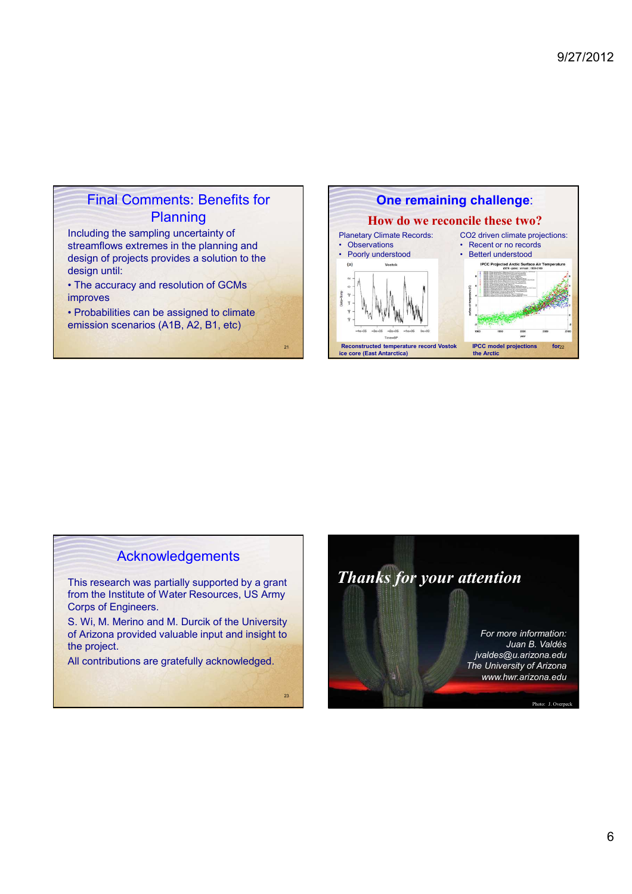## Final Comments: Benefits for Planning

Including the sampling uncertainty of streamflows extremes in the planning and design of projects provides a solution to the design until:

- The accuracy and resolution of GCMs improves
- Probabilities can be assigned to climate emission scenarios (A1B, A2, B1, etc)

## One remaining challenge:

### How do we reconcile these two?

Planetary Climate Records:

- Observations
- Poorly understood

CO2 driven climate projections:

- Recent or no records
- Betterl understood

Reconstructed temperature record Vostok ice core (East Antarctica)

IPCC model projections for the Arctic

## Acknowledgements

This research was partially supported by a grant from the Institute of Water Resources, US Army Corps of Engineers.

S. Wi, M. Merino and M. Durcik of the University of Arizona provided valuable input and insight to the project.

All contributions are gratefully acknowledged.

## *Thanks for your attention*

*For more information:*
*Juan B. Valdés*
*jvaldes@u.arizona.edu*
*The University of Arizona*
*www.hwr.arizona.edu*

Photo: J. Overpeck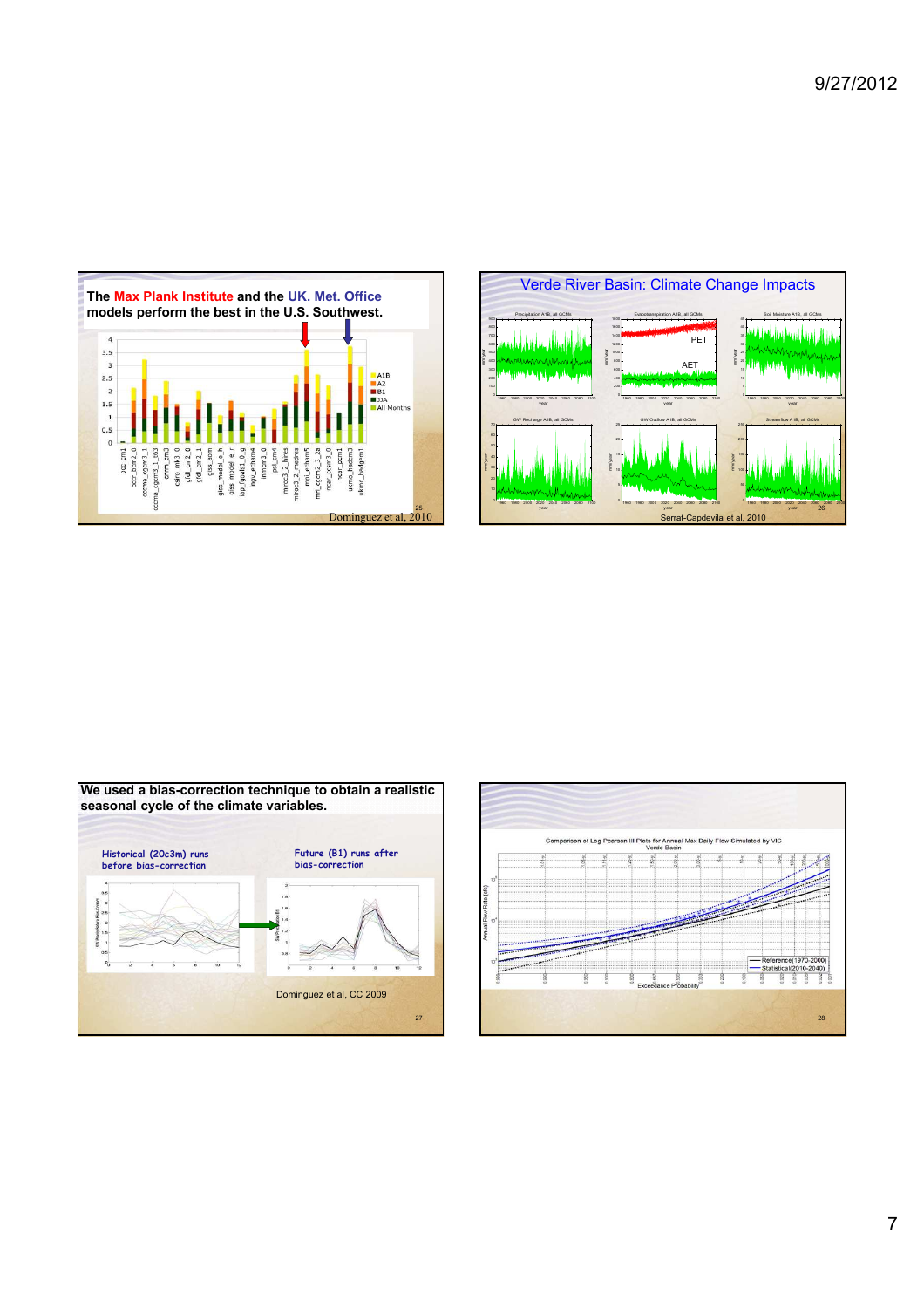**The Max Plank Institute and the UK. Met. Office models perform the best in the U.S. Southwest.**

Dominguez et al, 2010

## Verde River Basin: Climate Change Impacts

Serrat-Capdevila et al, 2010

**We used a bias-correction technique to obtain a realistic seasonal cycle of the climate variables.**

Historical (20c3m) runs before bias-correction

Future (B1) runs after bias-correction

Dominguez et al, CC 2009

Comparison of Log Pearson III Plots for Annual Max Daily Flow Simulated by VIC
Verde Basin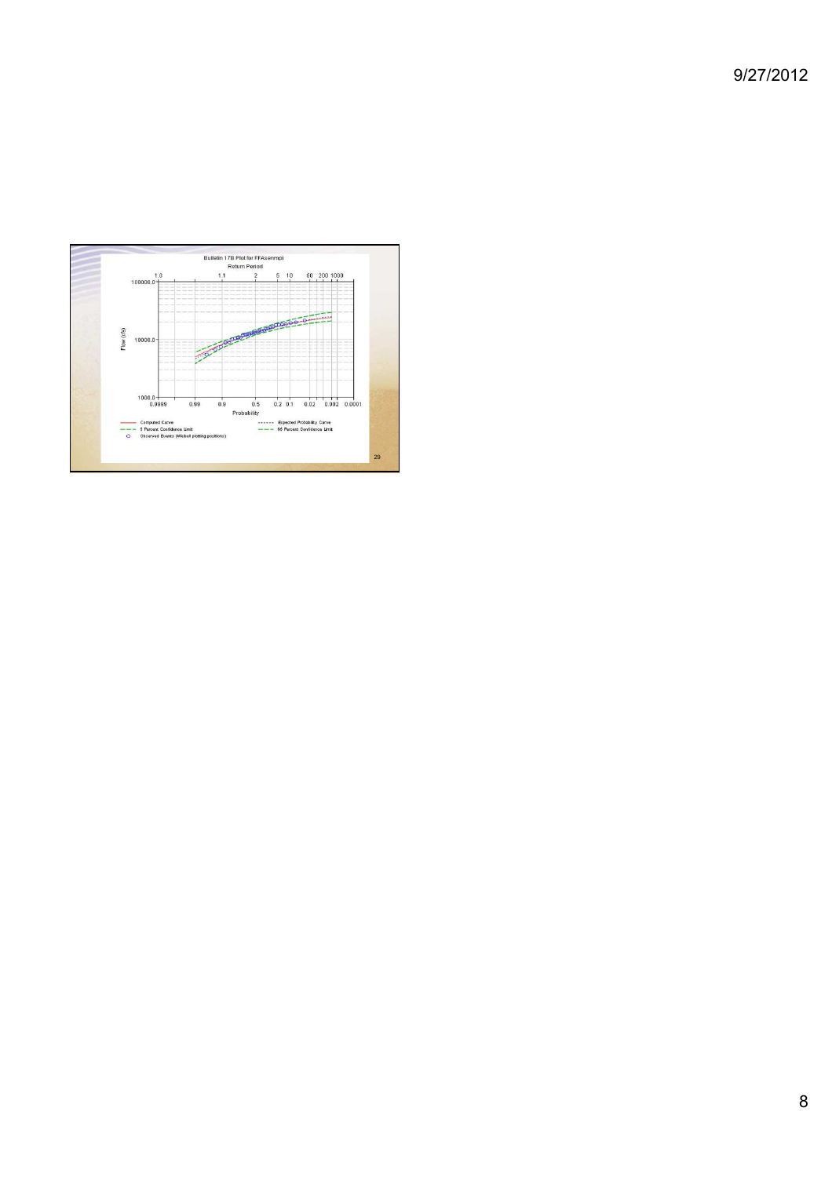Bulletin 17B Plot for FFAsenmpl

Return Period

1.0 1.1 2 5 10 50 200 1000

100000.0

10000.0

1000.0

Flow (cfs)

0.9999 0.99 0.9 0.5 0.2 0.1 0.02 0.002 0.0001

Probability

Computed Curve

Expected Probability Curve

5 Percent Confidence Limit

95 Percent Confidence Limit

Observed Events (Weibull plotting positions)

29